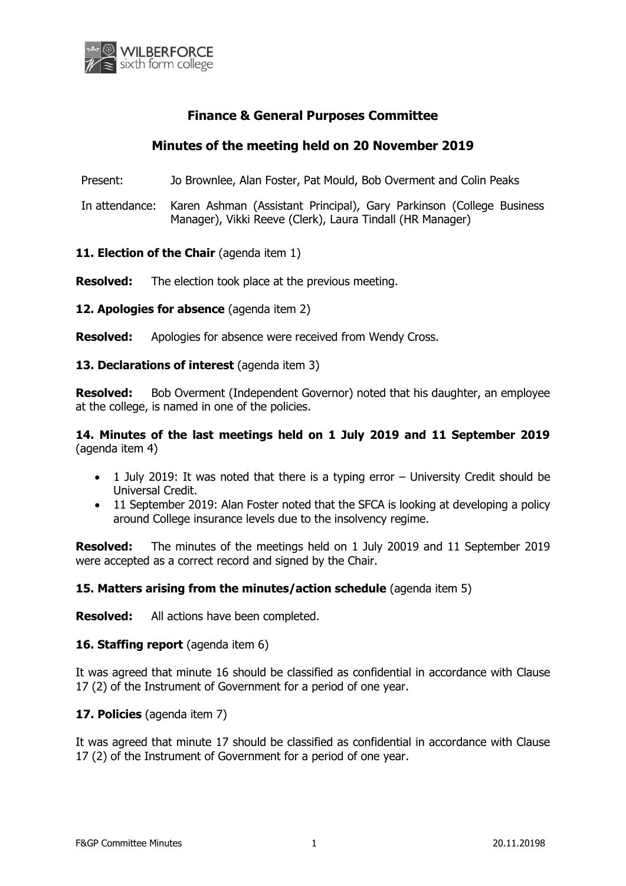# Finance & General Purposes Committee

## Minutes of the meeting held on 20 November 2019

Present: Jo Brownlee, Alan Foster, Pat Mould, Bob Overment and Colin Peaks

In attendance: Karen Ashman (Assistant Principal), Gary Parkinson (College Business Manager), Vikki Reeve (Clerk), Laura Tindall (HR Manager)

**11. Election of the Chair** (agenda item 1)

**Resolved:** The election took place at the previous meeting.

**12. Apologies for absence** (agenda item 2)

**Resolved:** Apologies for absence were received from Wendy Cross.

**13. Declarations of interest** (agenda item 3)

**Resolved:** Bob Overment (Independent Governor) noted that his daughter, an employee at the college, is named in one of the policies.

**14. Minutes of the last meetings held on 1 July 2019 and 11 September 2019** (agenda item 4)

- 1 July 2019: It was noted that there is a typing error – University Credit should be Universal Credit.
- 11 September 2019: Alan Foster noted that the SFCA is looking at developing a policy around College insurance levels due to the insolvency regime.

**Resolved:** The minutes of the meetings held on 1 July 20019 and 11 September 2019 were accepted as a correct record and signed by the Chair.

**15. Matters arising from the minutes/action schedule** (agenda item 5)

**Resolved:** All actions have been completed.

**16. Staffing report** (agenda item 6)

It was agreed that minute 16 should be classified as confidential in accordance with Clause 17 (2) of the Instrument of Government for a period of one year.

**17. Policies** (agenda item 7)

It was agreed that minute 17 should be classified as confidential in accordance with Clause 17 (2) of the Instrument of Government for a period of one year.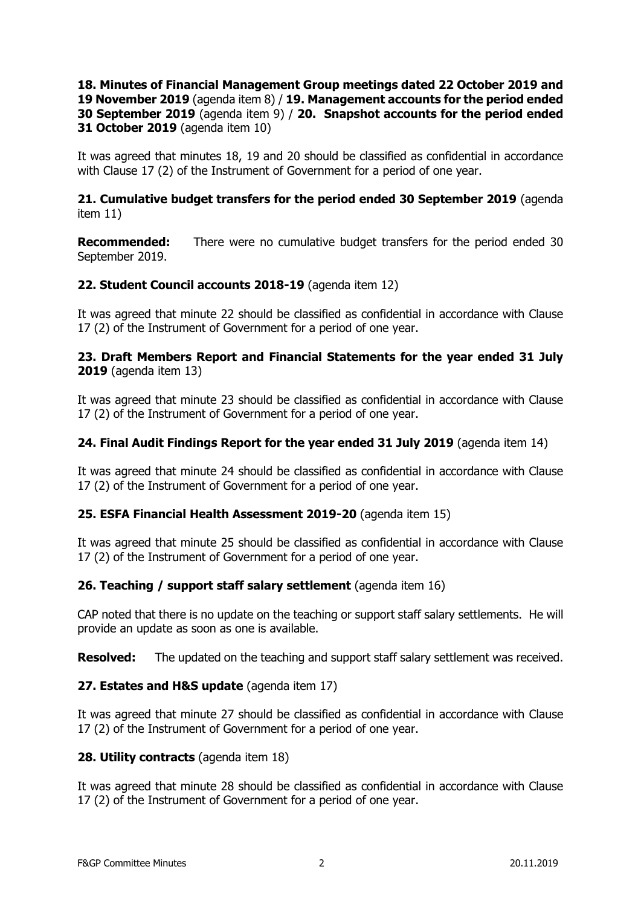**18. Minutes of Financial Management Group meetings dated 22 October 2019 and 19 November 2019** (agenda item 8) / **19. Management accounts for the period ended 30 September 2019** (agenda item 9) / **20. Snapshot accounts for the period ended 31 October 2019** (agenda item 10)

It was agreed that minutes 18, 19 and 20 should be classified as confidential in accordance with Clause 17 (2) of the Instrument of Government for a period of one year.

**21. Cumulative budget transfers for the period ended 30 September 2019** (agenda item 11)

**Recommended:** There were no cumulative budget transfers for the period ended 30 September 2019.

**22. Student Council accounts 2018-19** (agenda item 12)

It was agreed that minute 22 should be classified as confidential in accordance with Clause 17 (2) of the Instrument of Government for a period of one year.

**23. Draft Members Report and Financial Statements for the year ended 31 July 2019** (agenda item 13)

It was agreed that minute 23 should be classified as confidential in accordance with Clause 17 (2) of the Instrument of Government for a period of one year.

**24. Final Audit Findings Report for the year ended 31 July 2019** (agenda item 14)

It was agreed that minute 24 should be classified as confidential in accordance with Clause 17 (2) of the Instrument of Government for a period of one year.

**25. ESFA Financial Health Assessment 2019-20** (agenda item 15)

It was agreed that minute 25 should be classified as confidential in accordance with Clause 17 (2) of the Instrument of Government for a period of one year.

**26. Teaching / support staff salary settlement** (agenda item 16)

CAP noted that there is no update on the teaching or support staff salary settlements. He will provide an update as soon as one is available.

**Resolved:** The updated on the teaching and support staff salary settlement was received.

**27. Estates and H&S update** (agenda item 17)

It was agreed that minute 27 should be classified as confidential in accordance with Clause 17 (2) of the Instrument of Government for a period of one year.

**28. Utility contracts** (agenda item 18)

It was agreed that minute 28 should be classified as confidential in accordance with Clause 17 (2) of the Instrument of Government for a period of one year.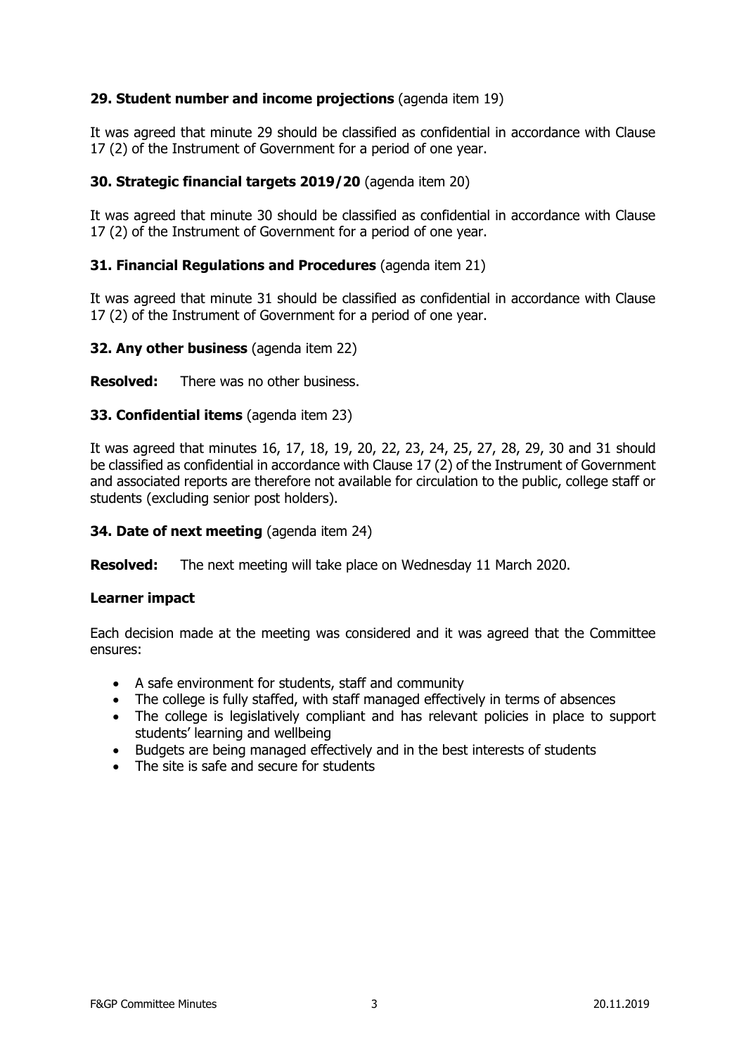**29. Student number and income projections** (agenda item 19)

It was agreed that minute 29 should be classified as confidential in accordance with Clause 17 (2) of the Instrument of Government for a period of one year.

**30. Strategic financial targets 2019/20** (agenda item 20)

It was agreed that minute 30 should be classified as confidential in accordance with Clause 17 (2) of the Instrument of Government for a period of one year.

**31. Financial Regulations and Procedures** (agenda item 21)

It was agreed that minute 31 should be classified as confidential in accordance with Clause 17 (2) of the Instrument of Government for a period of one year.

**32. Any other business** (agenda item 22)

**Resolved:** There was no other business.

**33. Confidential items** (agenda item 23)

It was agreed that minutes 16, 17, 18, 19, 20, 22, 23, 24, 25, 27, 28, 29, 30 and 31 should be classified as confidential in accordance with Clause 17 (2) of the Instrument of Government and associated reports are therefore not available for circulation to the public, college staff or students (excluding senior post holders).

**34. Date of next meeting** (agenda item 24)

**Resolved:** The next meeting will take place on Wednesday 11 March 2020.

**Learner impact**

Each decision made at the meeting was considered and it was agreed that the Committee ensures:

- A safe environment for students, staff and community
- The college is fully staffed, with staff managed effectively in terms of absences
- The college is legislatively compliant and has relevant policies in place to support students' learning and wellbeing
- Budgets are being managed effectively and in the best interests of students
- The site is safe and secure for students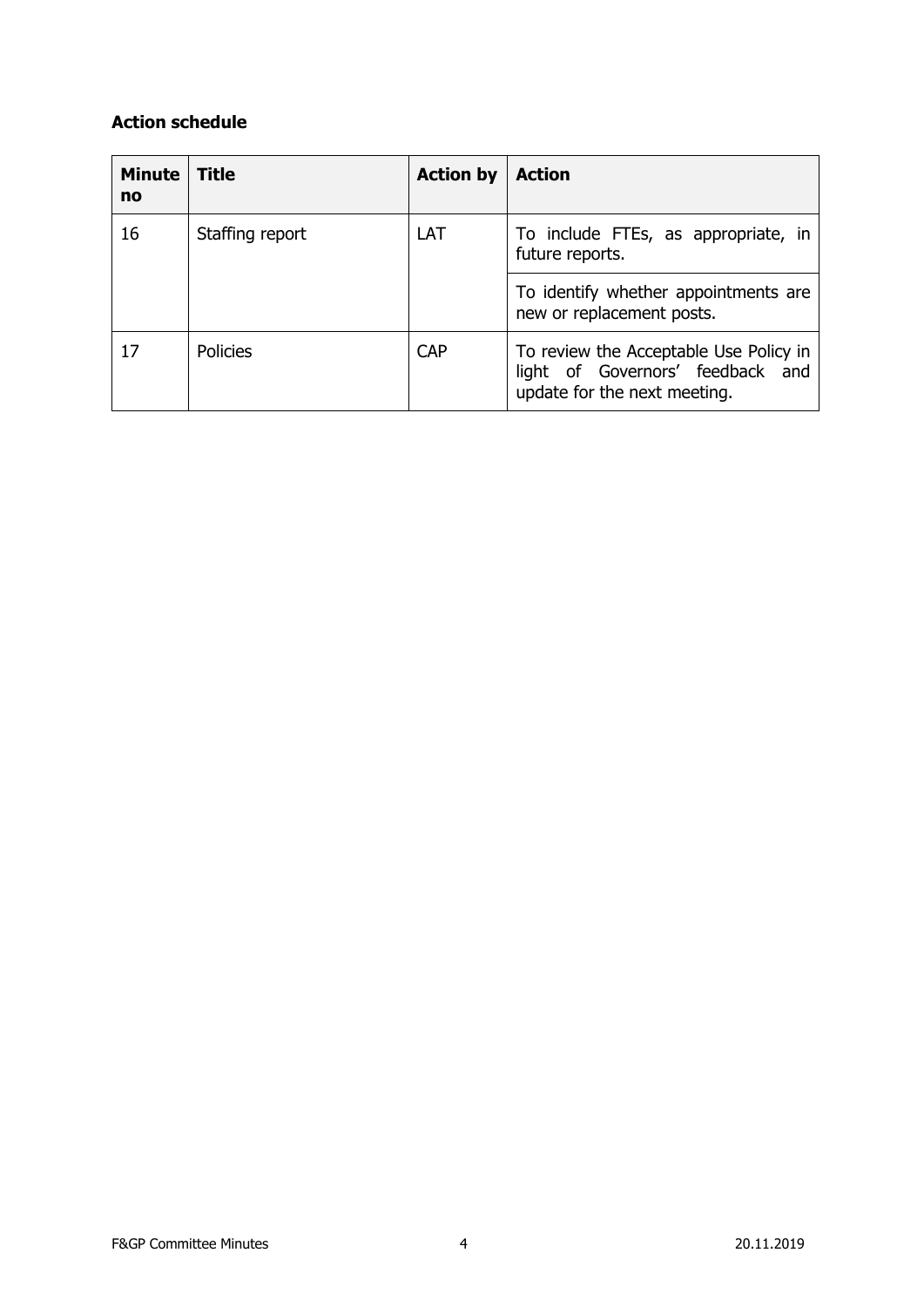**Action schedule**

| Minute no | Title | Action by | Action |
|---|---|---|---|
| 16 | Staffing report | LAT | To include FTEs, as appropriate, in future reports. |
| | | | To identify whether appointments are new or replacement posts. |
| 17 | Policies | CAP | To review the Acceptable Use Policy in light of Governors' feedback and update for the next meeting. |